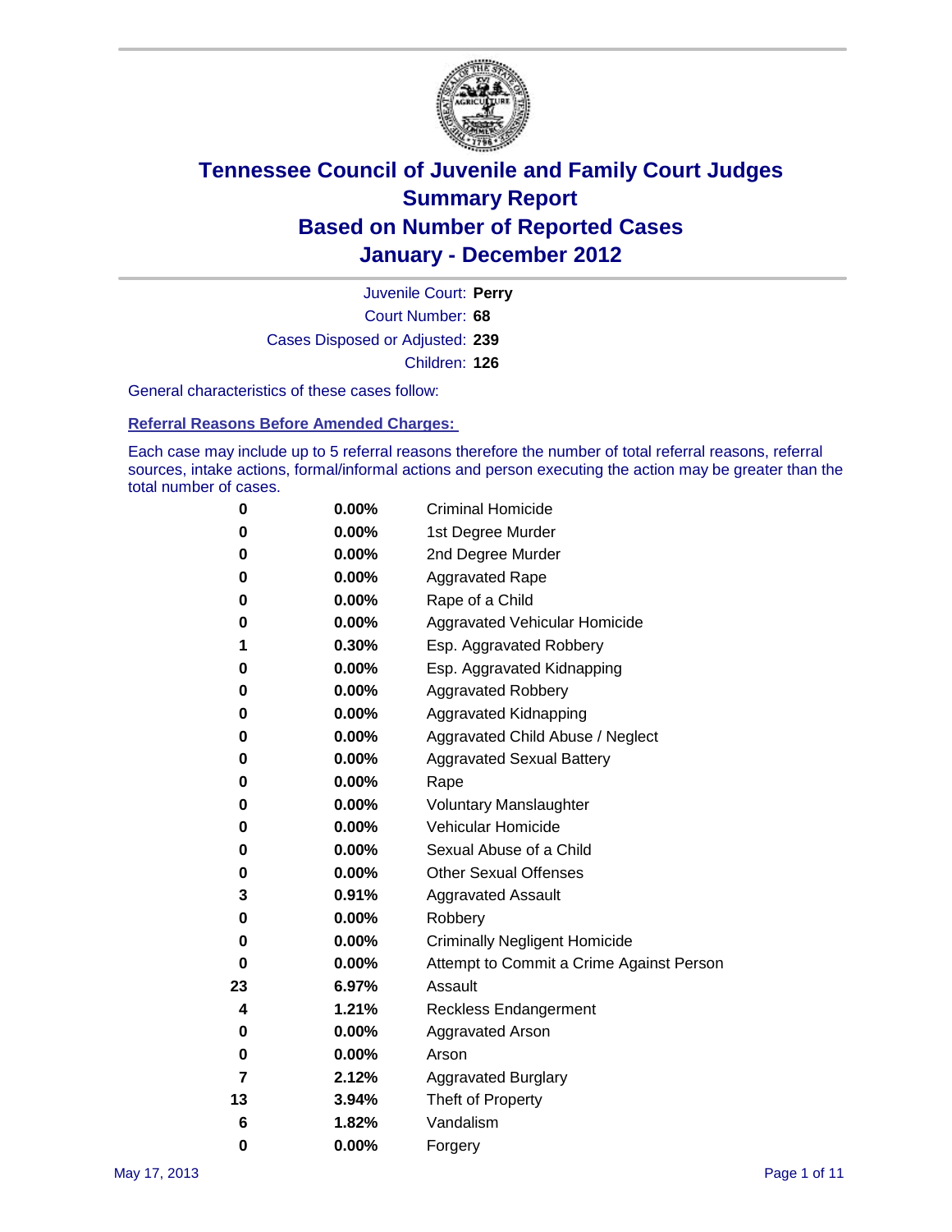# Tennessee Council of Juvenile and Family Court Judges
# Summary Report
# Based on Number of Reported Cases
# January - December 2012

Juvenile Court: **Perry**
Court Number: **68**
Cases Disposed or Adjusted: **239**
Children: **126**

General characteristics of these cases follow:

## Referral Reasons Before Amended Charges:

Each case may include up to 5 referral reasons therefore the number of total referral reasons, referral sources, intake actions, formal/informal actions and person executing the action may be greater than the total number of cases.

| Count | Percent | Reason |
|---|---|---|
| 0 | 0.00% | Criminal Homicide |
| 0 | 0.00% | 1st Degree Murder |
| 0 | 0.00% | 2nd Degree Murder |
| 0 | 0.00% | Aggravated Rape |
| 0 | 0.00% | Rape of a Child |
| 0 | 0.00% | Aggravated Vehicular Homicide |
| 1 | 0.30% | Esp. Aggravated Robbery |
| 0 | 0.00% | Esp. Aggravated Kidnapping |
| 0 | 0.00% | Aggravated Robbery |
| 0 | 0.00% | Aggravated Kidnapping |
| 0 | 0.00% | Aggravated Child Abuse / Neglect |
| 0 | 0.00% | Aggravated Sexual Battery |
| 0 | 0.00% | Rape |
| 0 | 0.00% | Voluntary Manslaughter |
| 0 | 0.00% | Vehicular Homicide |
| 0 | 0.00% | Sexual Abuse of a Child |
| 0 | 0.00% | Other Sexual Offenses |
| 3 | 0.91% | Aggravated Assault |
| 0 | 0.00% | Robbery |
| 0 | 0.00% | Criminally Negligent Homicide |
| 0 | 0.00% | Attempt to Commit a Crime Against Person |
| 23 | 6.97% | Assault |
| 4 | 1.21% | Reckless Endangerment |
| 0 | 0.00% | Aggravated Arson |
| 0 | 0.00% | Arson |
| 7 | 2.12% | Aggravated Burglary |
| 13 | 3.94% | Theft of Property |
| 6 | 1.82% | Vandalism |
| 0 | 0.00% | Forgery |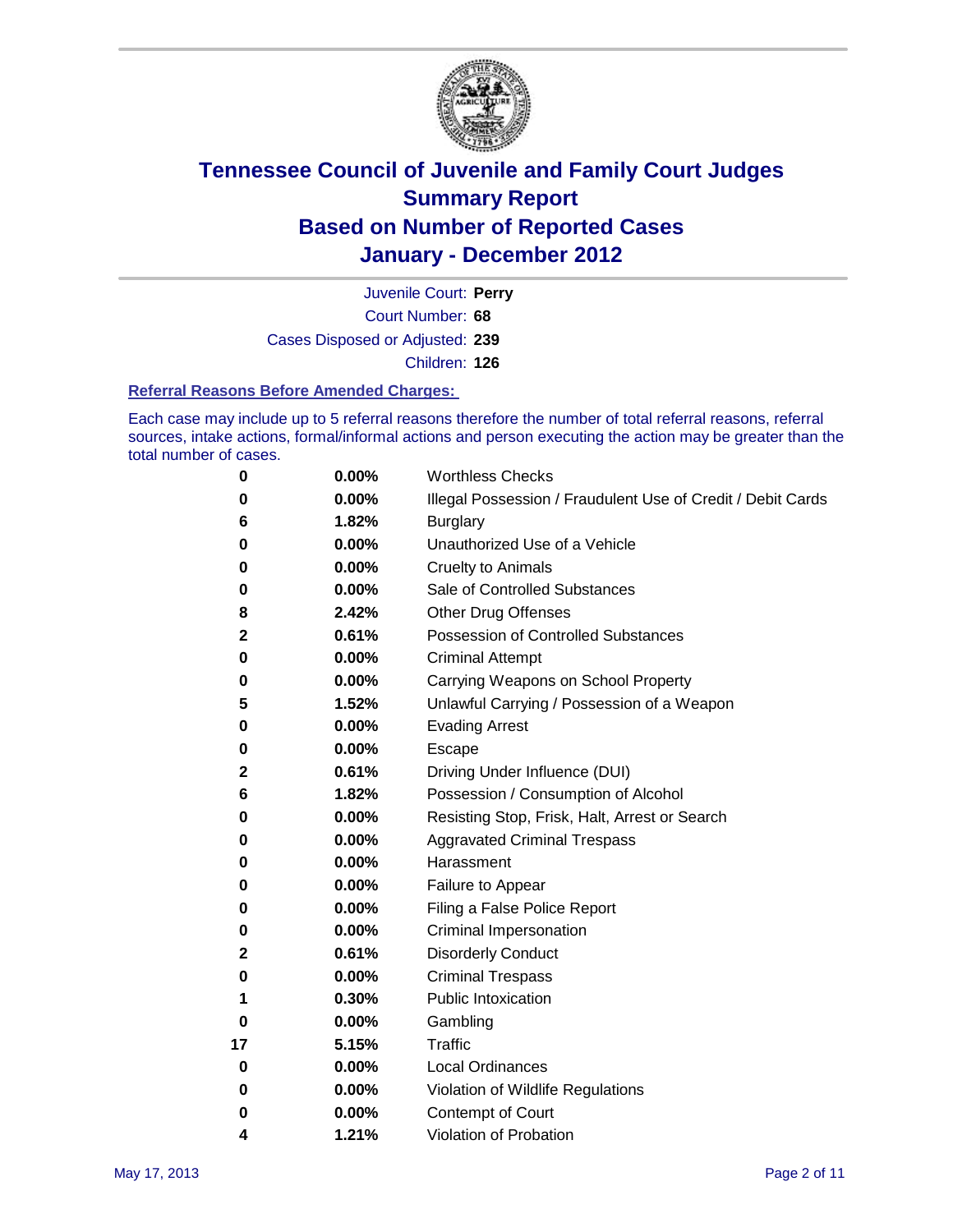# Tennessee Council of Juvenile and Family Court Judges
# Summary Report
# Based on Number of Reported Cases
# January - December 2012

Juvenile Court: **Perry**
Court Number: **68**
Cases Disposed or Adjusted: **239**
Children: **126**

### Referral Reasons Before Amended Charges:

Each case may include up to 5 referral reasons therefore the number of total referral reasons, referral sources, intake actions, formal/informal actions and person executing the action may be greater than the total number of cases.

| | | |
|---|---|---|
| 0 | 0.00% | Worthless Checks |
| 0 | 0.00% | Illegal Possession / Fraudulent Use of Credit / Debit Cards |
| 6 | 1.82% | Burglary |
| 0 | 0.00% | Unauthorized Use of a Vehicle |
| 0 | 0.00% | Cruelty to Animals |
| 0 | 0.00% | Sale of Controlled Substances |
| 8 | 2.42% | Other Drug Offenses |
| 2 | 0.61% | Possession of Controlled Substances |
| 0 | 0.00% | Criminal Attempt |
| 0 | 0.00% | Carrying Weapons on School Property |
| 5 | 1.52% | Unlawful Carrying / Possession of a Weapon |
| 0 | 0.00% | Evading Arrest |
| 0 | 0.00% | Escape |
| 2 | 0.61% | Driving Under Influence (DUI) |
| 6 | 1.82% | Possession / Consumption of Alcohol |
| 0 | 0.00% | Resisting Stop, Frisk, Halt, Arrest or Search |
| 0 | 0.00% | Aggravated Criminal Trespass |
| 0 | 0.00% | Harassment |
| 0 | 0.00% | Failure to Appear |
| 0 | 0.00% | Filing a False Police Report |
| 0 | 0.00% | Criminal Impersonation |
| 2 | 0.61% | Disorderly Conduct |
| 0 | 0.00% | Criminal Trespass |
| 1 | 0.30% | Public Intoxication |
| 0 | 0.00% | Gambling |
| 17 | 5.15% | Traffic |
| 0 | 0.00% | Local Ordinances |
| 0 | 0.00% | Violation of Wildlife Regulations |
| 0 | 0.00% | Contempt of Court |
| 4 | 1.21% | Violation of Probation |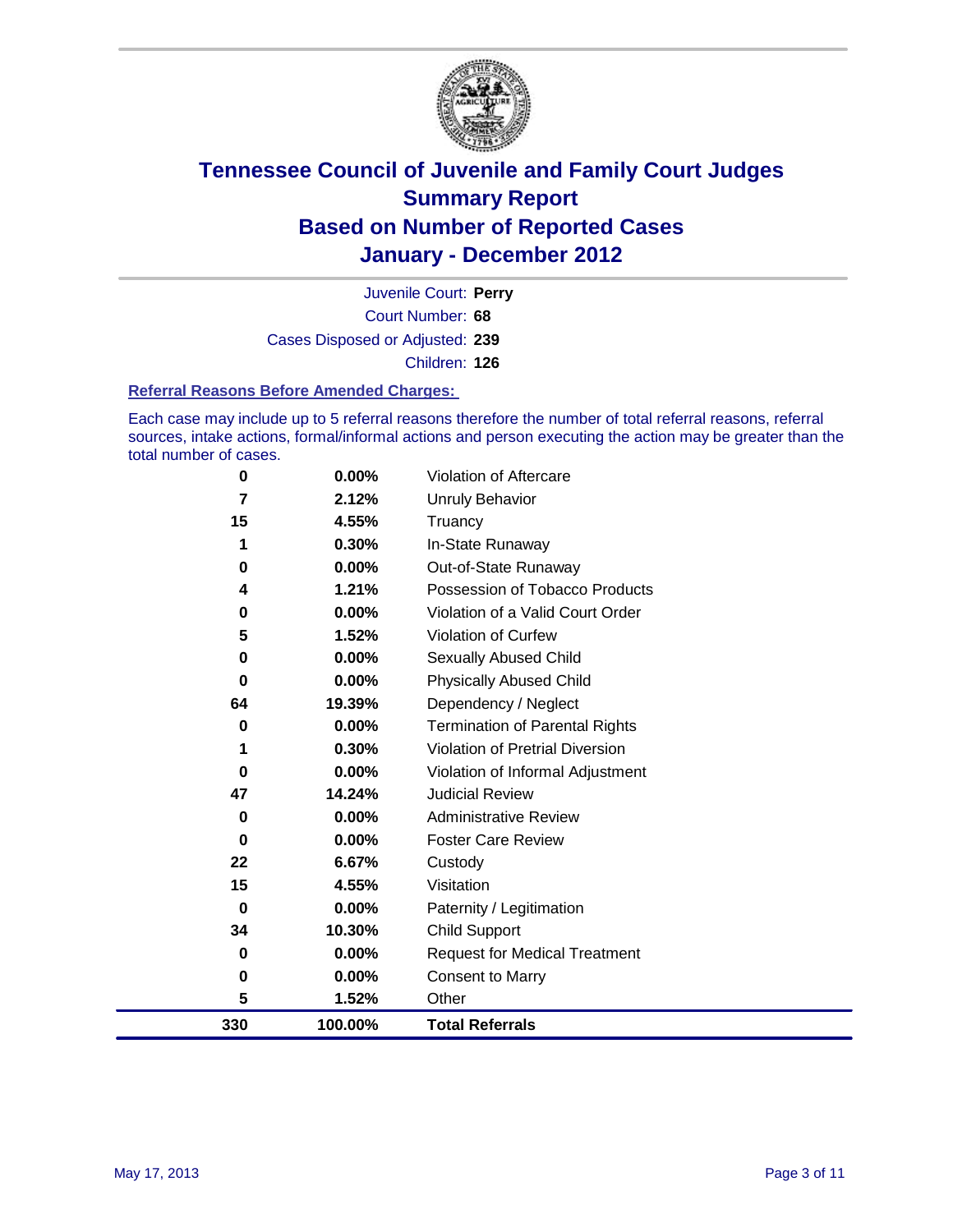# Tennessee Council of Juvenile and Family Court Judges
## Summary Report
## Based on Number of Reported Cases
## January - December 2012

Juvenile Court: **Perry**

Court Number: **68**

Cases Disposed or Adjusted: **239**

Children: **126**

### Referral Reasons Before Amended Charges:

Each case may include up to 5 referral reasons therefore the number of total referral reasons, referral sources, intake actions, formal/informal actions and person executing the action may be greater than the total number of cases.

| Count | Percent | Referral Reason |
|---|---|---|
| 0 | 0.00% | Violation of Aftercare |
| 7 | 2.12% | Unruly Behavior |
| 15 | 4.55% | Truancy |
| 1 | 0.30% | In-State Runaway |
| 0 | 0.00% | Out-of-State Runaway |
| 4 | 1.21% | Possession of Tobacco Products |
| 0 | 0.00% | Violation of a Valid Court Order |
| 5 | 1.52% | Violation of Curfew |
| 0 | 0.00% | Sexually Abused Child |
| 0 | 0.00% | Physically Abused Child |
| 64 | 19.39% | Dependency / Neglect |
| 0 | 0.00% | Termination of Parental Rights |
| 1 | 0.30% | Violation of Pretrial Diversion |
| 0 | 0.00% | Violation of Informal Adjustment |
| 47 | 14.24% | Judicial Review |
| 0 | 0.00% | Administrative Review |
| 0 | 0.00% | Foster Care Review |
| 22 | 6.67% | Custody |
| 15 | 4.55% | Visitation |
| 0 | 0.00% | Paternity / Legitimation |
| 34 | 10.30% | Child Support |
| 0 | 0.00% | Request for Medical Treatment |
| 0 | 0.00% | Consent to Marry |
| 5 | 1.52% | Other |
| **330** | **100.00%** | **Total Referrals** |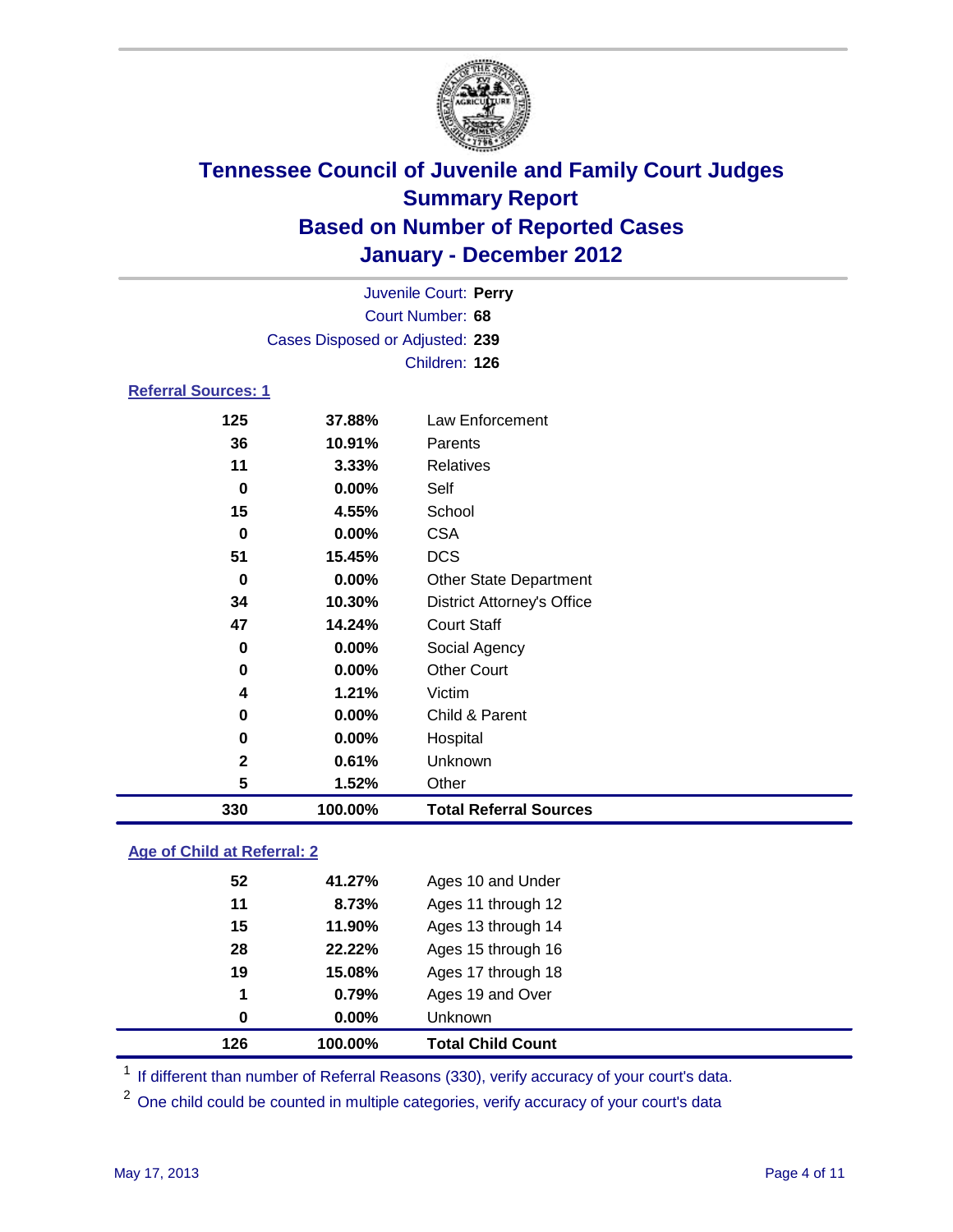# Tennessee Council of Juvenile and Family Court Judges
## Summary Report
## Based on Number of Reported Cases
## January - December 2012

Juvenile Court: **Perry**
Court Number: **68**
Cases Disposed or Adjusted: **239**
Children: **126**

### Referral Sources: 1

| | | |
|---|---|---|
| 125 | 37.88% | Law Enforcement |
| 36 | 10.91% | Parents |
| 11 | 3.33% | Relatives |
| 0 | 0.00% | Self |
| 15 | 4.55% | School |
| 0 | 0.00% | CSA |
| 51 | 15.45% | DCS |
| 0 | 0.00% | Other State Department |
| 34 | 10.30% | District Attorney's Office |
| 47 | 14.24% | Court Staff |
| 0 | 0.00% | Social Agency |
| 0 | 0.00% | Other Court |
| 4 | 1.21% | Victim |
| 0 | 0.00% | Child & Parent |
| 0 | 0.00% | Hospital |
| 2 | 0.61% | Unknown |
| 5 | 1.52% | Other |
| **330** | **100.00%** | **Total Referral Sources** |

### Age of Child at Referral: 2

| | | |
|---|---|---|
| 52 | 41.27% | Ages 10 and Under |
| 11 | 8.73% | Ages 11 through 12 |
| 15 | 11.90% | Ages 13 through 14 |
| 28 | 22.22% | Ages 15 through 16 |
| 19 | 15.08% | Ages 17 through 18 |
| 1 | 0.79% | Ages 19 and Over |
| 0 | 0.00% | Unknown |
| **126** | **100.00%** | **Total Child Count** |

[1] If different than number of Referral Reasons (330), verify accuracy of your court's data.

[2] One child could be counted in multiple categories, verify accuracy of your court's data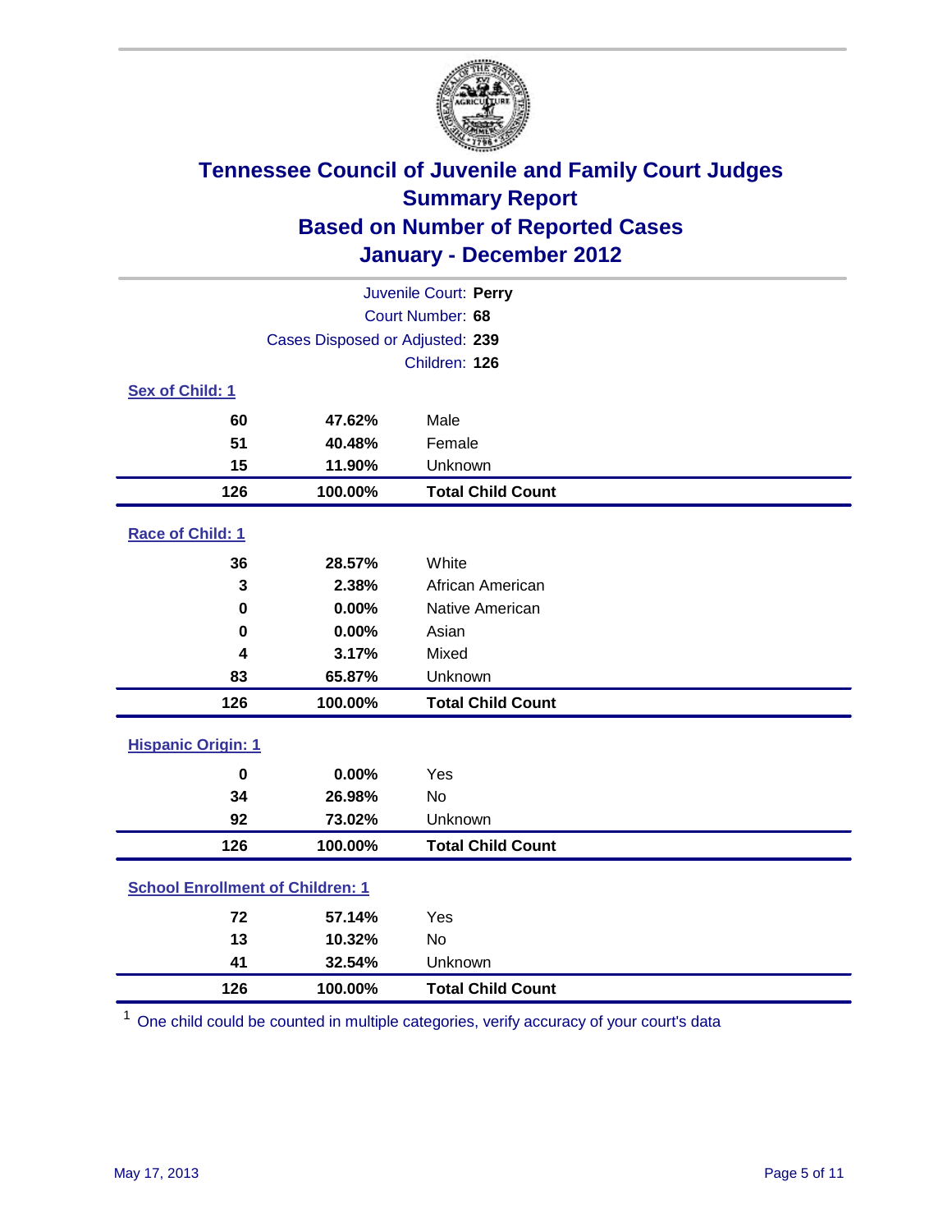# Tennessee Council of Juvenile and Family Court Judges
## Summary Report
## Based on Number of Reported Cases
## January - December 2012

Juvenile Court: **Perry**
Court Number: **68**
Cases Disposed or Adjusted: **239**
Children: **126**

### Sex of Child: 1

| | | |
|---|---|---|
| 60 | 47.62% | Male |
| 51 | 40.48% | Female |
| 15 | 11.90% | Unknown |
| **126** | **100.00%** | **Total Child Count** |

### Race of Child: 1

| | | |
|---|---|---|
| 36 | 28.57% | White |
| 3 | 2.38% | African American |
| 0 | 0.00% | Native American |
| 0 | 0.00% | Asian |
| 4 | 3.17% | Mixed |
| 83 | 65.87% | Unknown |
| **126** | **100.00%** | **Total Child Count** |

### Hispanic Origin: 1

| | | |
|---|---|---|
| 0 | 0.00% | Yes |
| 34 | 26.98% | No |
| 92 | 73.02% | Unknown |
| **126** | **100.00%** | **Total Child Count** |

### School Enrollment of Children: 1

| | | |
|---|---|---|
| 72 | 57.14% | Yes |
| 13 | 10.32% | No |
| 41 | 32.54% | Unknown |
| **126** | **100.00%** | **Total Child Count** |

[1] One child could be counted in multiple categories, verify accuracy of your court's data

May 17, 2013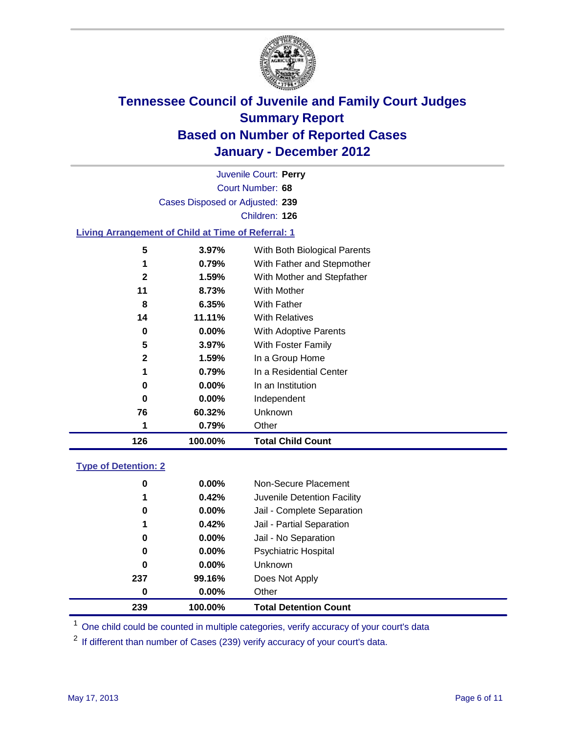# Tennessee Council of Juvenile and Family Court Judges
## Summary Report
## Based on Number of Reported Cases
## January - December 2012

Juvenile Court: **Perry**
Court Number: **68**
Cases Disposed or Adjusted: **239**
Children: **126**

### Living Arrangement of Child at Time of Referral: 1

| Count | Percent | Category |
|---|---|---|
| 5 | 3.97% | With Both Biological Parents |
| 1 | 0.79% | With Father and Stepmother |
| 2 | 1.59% | With Mother and Stepfather |
| 11 | 8.73% | With Mother |
| 8 | 6.35% | With Father |
| 14 | 11.11% | With Relatives |
| 0 | 0.00% | With Adoptive Parents |
| 5 | 3.97% | With Foster Family |
| 2 | 1.59% | In a Group Home |
| 1 | 0.79% | In a Residential Center |
| 0 | 0.00% | In an Institution |
| 0 | 0.00% | Independent |
| 76 | 60.32% | Unknown |
| 1 | 0.79% | Other |
| **126** | **100.00%** | **Total Child Count** |

### Type of Detention: 2

| Count | Percent | Category |
|---|---|---|
| 0 | 0.00% | Non-Secure Placement |
| 1 | 0.42% | Juvenile Detention Facility |
| 0 | 0.00% | Jail - Complete Separation |
| 1 | 0.42% | Jail - Partial Separation |
| 0 | 0.00% | Jail - No Separation |
| 0 | 0.00% | Psychiatric Hospital |
| 0 | 0.00% | Unknown |
| 237 | 99.16% | Does Not Apply |
| 0 | 0.00% | Other |
| **239** | **100.00%** | **Total Detention Count** |

[1] One child could be counted in multiple categories, verify accuracy of your court's data

[2] If different than number of Cases (239) verify accuracy of your court's data.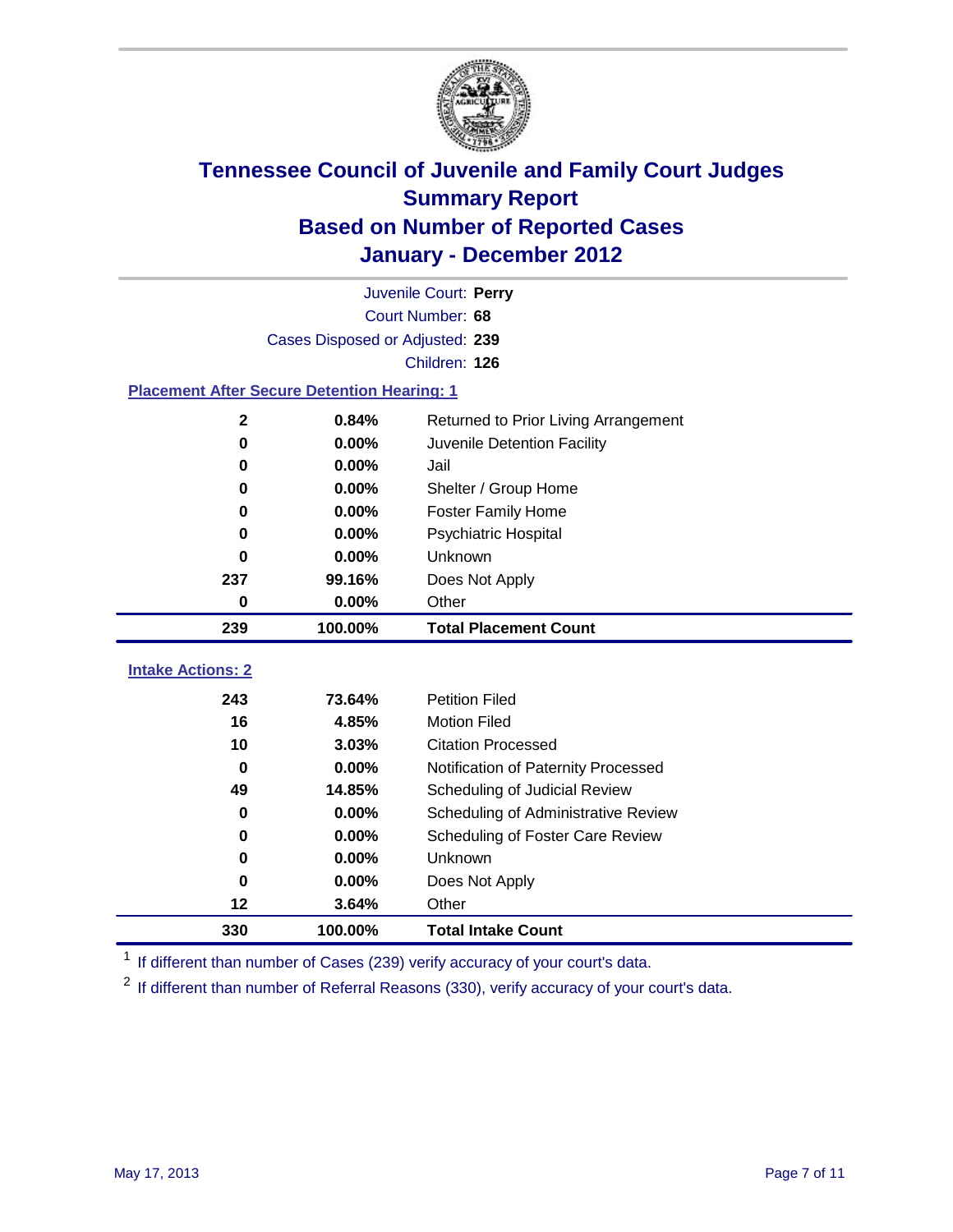# Tennessee Council of Juvenile and Family Court Judges
## Summary Report
## Based on Number of Reported Cases
## January - December 2012

Juvenile Court: **Perry**
Court Number: **68**
Cases Disposed or Adjusted: **239**
Children: **126**

### Placement After Secure Detention Hearing: 1

| | | |
|---|---|---|
| 2 | 0.84% | Returned to Prior Living Arrangement |
| 0 | 0.00% | Juvenile Detention Facility |
| 0 | 0.00% | Jail |
| 0 | 0.00% | Shelter / Group Home |
| 0 | 0.00% | Foster Family Home |
| 0 | 0.00% | Psychiatric Hospital |
| 0 | 0.00% | Unknown |
| 237 | 99.16% | Does Not Apply |
| 0 | 0.00% | Other |
| **239** | **100.00%** | **Total Placement Count** |

### Intake Actions: 2

| | | |
|---|---|---|
| 243 | 73.64% | Petition Filed |
| 16 | 4.85% | Motion Filed |
| 10 | 3.03% | Citation Processed |
| 0 | 0.00% | Notification of Paternity Processed |
| 49 | 14.85% | Scheduling of Judicial Review |
| 0 | 0.00% | Scheduling of Administrative Review |
| 0 | 0.00% | Scheduling of Foster Care Review |
| 0 | 0.00% | Unknown |
| 0 | 0.00% | Does Not Apply |
| 12 | 3.64% | Other |
| **330** | **100.00%** | **Total Intake Count** |

[1] If different than number of Cases (239) verify accuracy of your court's data.

[2] If different than number of Referral Reasons (330), verify accuracy of your court's data.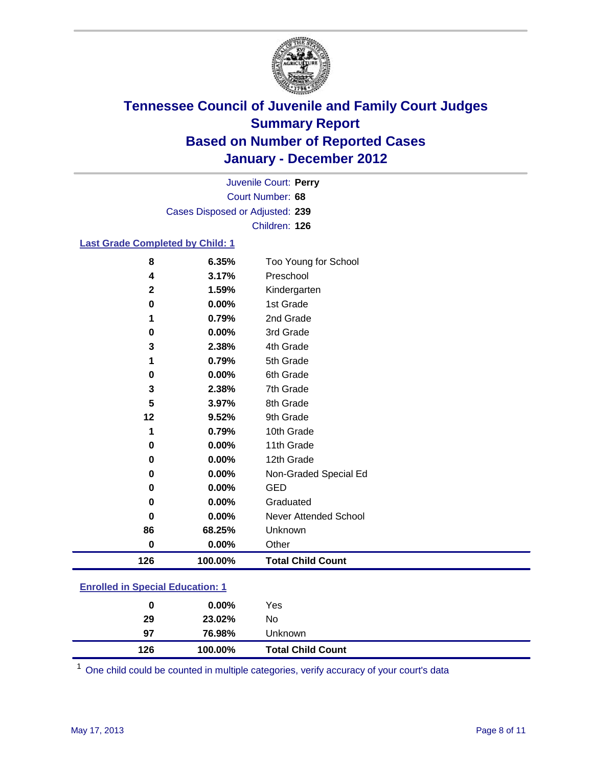# Tennessee Council of Juvenile and Family Court Judges
## Summary Report
## Based on Number of Reported Cases
## January - December 2012

Juvenile Court: **Perry**
Court Number: **68**
Cases Disposed or Adjusted: **239**
Children: **126**

### Last Grade Completed by Child: 1

| Count | Percent | Category |
|---|---|---|
| 8 | 6.35% | Too Young for School |
| 4 | 3.17% | Preschool |
| 2 | 1.59% | Kindergarten |
| 0 | 0.00% | 1st Grade |
| 1 | 0.79% | 2nd Grade |
| 0 | 0.00% | 3rd Grade |
| 3 | 2.38% | 4th Grade |
| 1 | 0.79% | 5th Grade |
| 0 | 0.00% | 6th Grade |
| 3 | 2.38% | 7th Grade |
| 5 | 3.97% | 8th Grade |
| 12 | 9.52% | 9th Grade |
| 1 | 0.79% | 10th Grade |
| 0 | 0.00% | 11th Grade |
| 0 | 0.00% | 12th Grade |
| 0 | 0.00% | Non-Graded Special Ed |
| 0 | 0.00% | GED |
| 0 | 0.00% | Graduated |
| 0 | 0.00% | Never Attended School |
| 86 | 68.25% | Unknown |
| 0 | 0.00% | Other |
| **126** | **100.00%** | **Total Child Count** |

### Enrolled in Special Education: 1

| Count | Percent | Category |
|---|---|---|
| 0 | 0.00% | Yes |
| 29 | 23.02% | No |
| 97 | 76.98% | Unknown |
| **126** | **100.00%** | **Total Child Count** |

[1] One child could be counted in multiple categories, verify accuracy of your court's data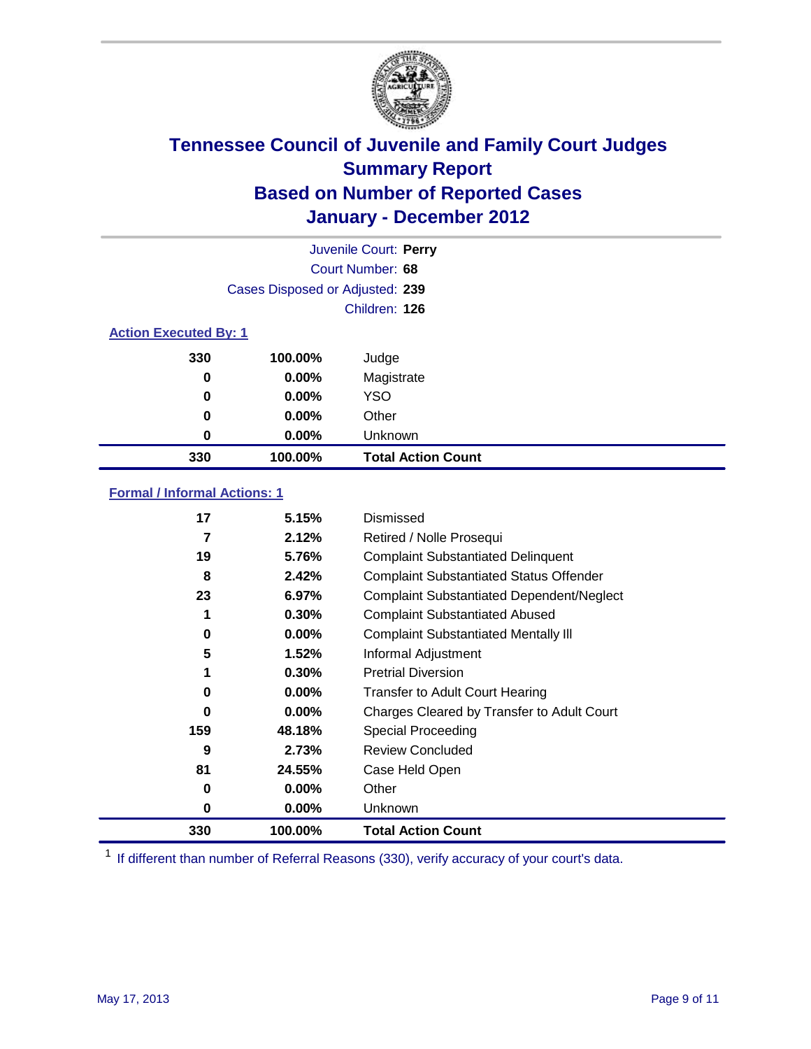# Tennessee Council of Juvenile and Family Court Judges
## Summary Report
## Based on Number of Reported Cases
## January - December 2012

Juvenile Court: **Perry**
Court Number: **68**
Cases Disposed or Adjusted: **239**
Children: **126**

### Action Executed By: 1

| | | |
|---|---|---|
| 330 | 100.00% | Judge |
| 0 | 0.00% | Magistrate |
| 0 | 0.00% | YSO |
| 0 | 0.00% | Other |
| 0 | 0.00% | Unknown |
| **330** | **100.00%** | **Total Action Count** |

### Formal / Informal Actions: 1

| | | |
|---|---|---|
| 17 | 5.15% | Dismissed |
| 7 | 2.12% | Retired / Nolle Prosequi |
| 19 | 5.76% | Complaint Substantiated Delinquent |
| 8 | 2.42% | Complaint Substantiated Status Offender |
| 23 | 6.97% | Complaint Substantiated Dependent/Neglect |
| 1 | 0.30% | Complaint Substantiated Abused |
| 0 | 0.00% | Complaint Substantiated Mentally Ill |
| 5 | 1.52% | Informal Adjustment |
| 1 | 0.30% | Pretrial Diversion |
| 0 | 0.00% | Transfer to Adult Court Hearing |
| 0 | 0.00% | Charges Cleared by Transfer to Adult Court |
| 159 | 48.18% | Special Proceeding |
| 9 | 2.73% | Review Concluded |
| 81 | 24.55% | Case Held Open |
| 0 | 0.00% | Other |
| 0 | 0.00% | Unknown |
| **330** | **100.00%** | **Total Action Count** |

[1] If different than number of Referral Reasons (330), verify accuracy of your court's data.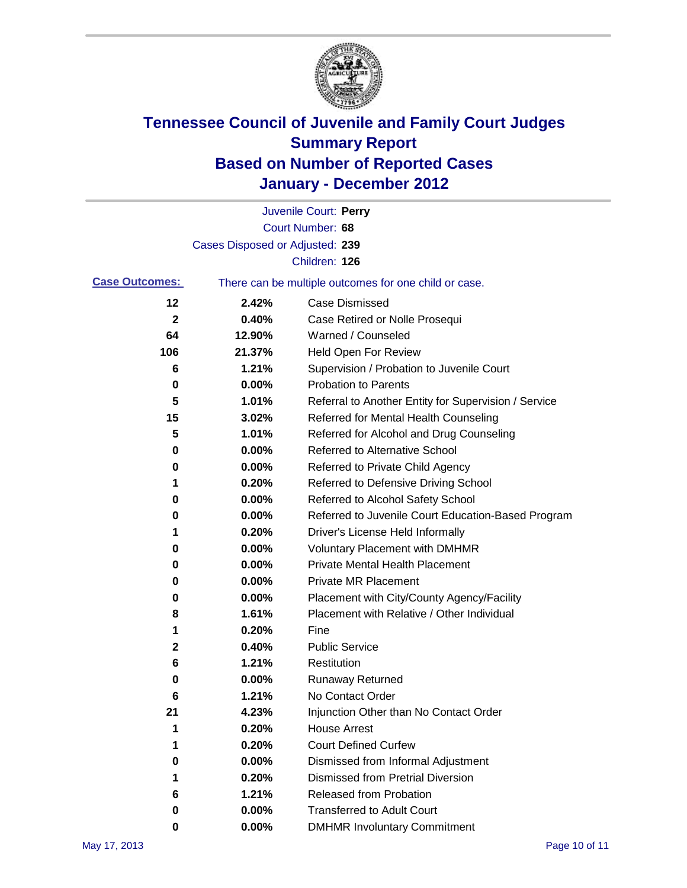# Tennessee Council of Juvenile and Family Court Judges
## Summary Report
## Based on Number of Reported Cases
## January - December 2012

Juvenile Court: **Perry**
Court Number: **68**
Cases Disposed or Adjusted: **239**
Children: **126**

**Case Outcomes:** There can be multiple outcomes for one child or case.

| Count | Percent | Outcome |
|---|---|---|
| 12 | 2.42% | Case Dismissed |
| 2 | 0.40% | Case Retired or Nolle Prosequi |
| 64 | 12.90% | Warned / Counseled |
| 106 | 21.37% | Held Open For Review |
| 6 | 1.21% | Supervision / Probation to Juvenile Court |
| 0 | 0.00% | Probation to Parents |
| 5 | 1.01% | Referral to Another Entity for Supervision / Service |
| 15 | 3.02% | Referred for Mental Health Counseling |
| 5 | 1.01% | Referred for Alcohol and Drug Counseling |
| 0 | 0.00% | Referred to Alternative School |
| 0 | 0.00% | Referred to Private Child Agency |
| 1 | 0.20% | Referred to Defensive Driving School |
| 0 | 0.00% | Referred to Alcohol Safety School |
| 0 | 0.00% | Referred to Juvenile Court Education-Based Program |
| 1 | 0.20% | Driver's License Held Informally |
| 0 | 0.00% | Voluntary Placement with DMHMR |
| 0 | 0.00% | Private Mental Health Placement |
| 0 | 0.00% | Private MR Placement |
| 0 | 0.00% | Placement with City/County Agency/Facility |
| 8 | 1.61% | Placement with Relative / Other Individual |
| 1 | 0.20% | Fine |
| 2 | 0.40% | Public Service |
| 6 | 1.21% | Restitution |
| 0 | 0.00% | Runaway Returned |
| 6 | 1.21% | No Contact Order |
| 21 | 4.23% | Injunction Other than No Contact Order |
| 1 | 0.20% | House Arrest |
| 1 | 0.20% | Court Defined Curfew |
| 0 | 0.00% | Dismissed from Informal Adjustment |
| 1 | 0.20% | Dismissed from Pretrial Diversion |
| 6 | 1.21% | Released from Probation |
| 0 | 0.00% | Transferred to Adult Court |
| 0 | 0.00% | DMHMR Involuntary Commitment |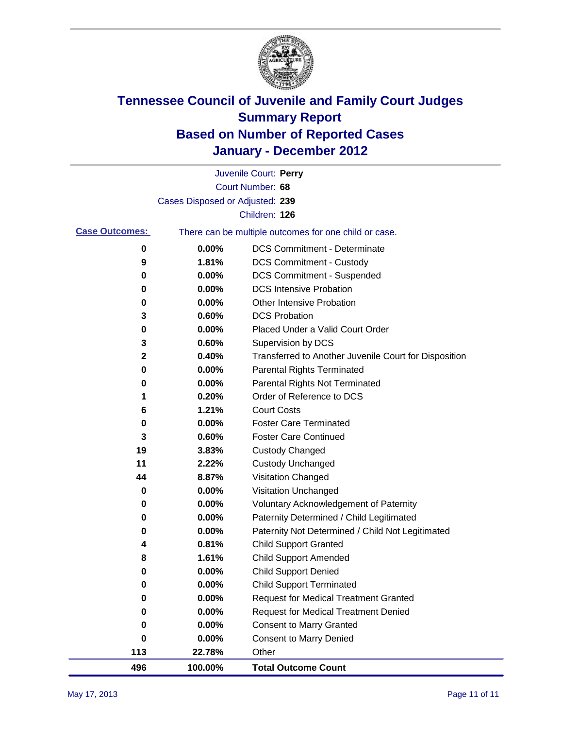# Tennessee Council of Juvenile and Family Court Judges
## Summary Report
## Based on Number of Reported Cases
## January - December 2012

Juvenile Court: **Perry**
Court Number: **68**
Cases Disposed or Adjusted: **239**
Children: **126**

**Case Outcomes:** There can be multiple outcomes for one child or case.

| | | |
|---|---|---|
| 0 | 0.00% | DCS Commitment - Determinate |
| 9 | 1.81% | DCS Commitment - Custody |
| 0 | 0.00% | DCS Commitment - Suspended |
| 0 | 0.00% | DCS Intensive Probation |
| 0 | 0.00% | Other Intensive Probation |
| 3 | 0.60% | DCS Probation |
| 0 | 0.00% | Placed Under a Valid Court Order |
| 3 | 0.60% | Supervision by DCS |
| 2 | 0.40% | Transferred to Another Juvenile Court for Disposition |
| 0 | 0.00% | Parental Rights Terminated |
| 0 | 0.00% | Parental Rights Not Terminated |
| 1 | 0.20% | Order of Reference to DCS |
| 6 | 1.21% | Court Costs |
| 0 | 0.00% | Foster Care Terminated |
| 3 | 0.60% | Foster Care Continued |
| 19 | 3.83% | Custody Changed |
| 11 | 2.22% | Custody Unchanged |
| 44 | 8.87% | Visitation Changed |
| 0 | 0.00% | Visitation Unchanged |
| 0 | 0.00% | Voluntary Acknowledgement of Paternity |
| 0 | 0.00% | Paternity Determined / Child Legitimated |
| 0 | 0.00% | Paternity Not Determined / Child Not Legitimated |
| 4 | 0.81% | Child Support Granted |
| 8 | 1.61% | Child Support Amended |
| 0 | 0.00% | Child Support Denied |
| 0 | 0.00% | Child Support Terminated |
| 0 | 0.00% | Request for Medical Treatment Granted |
| 0 | 0.00% | Request for Medical Treatment Denied |
| 0 | 0.00% | Consent to Marry Granted |
| 0 | 0.00% | Consent to Marry Denied |
| 113 | 22.78% | Other |
| **496** | **100.00%** | **Total Outcome Count** |